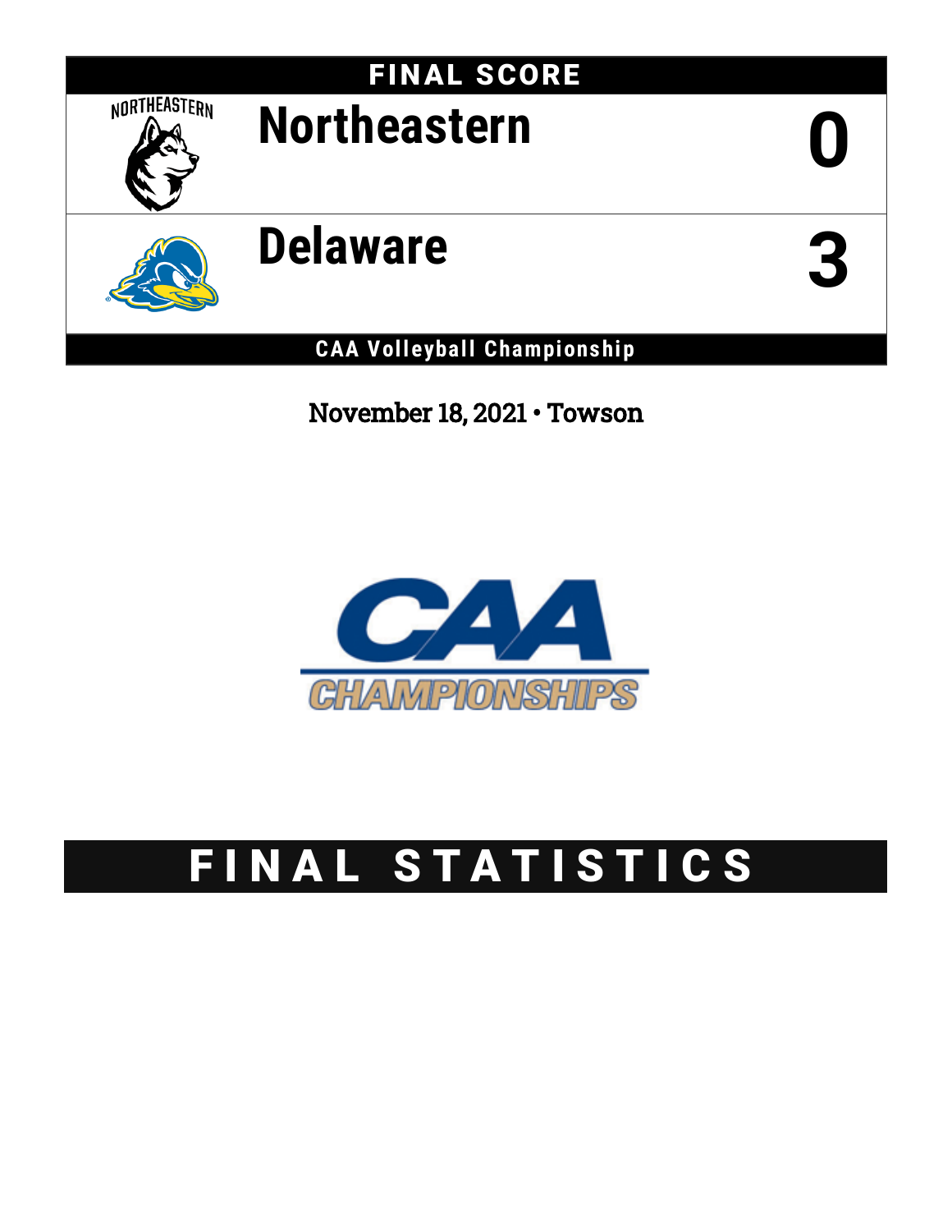## FINAL SCORE

| | |
|---|---|
| Northeastern | 0 |
| Delaware | 3 |

**CAA Volleyball Championship**

November 18, 2021 • Towson

# FINAL STATISTICS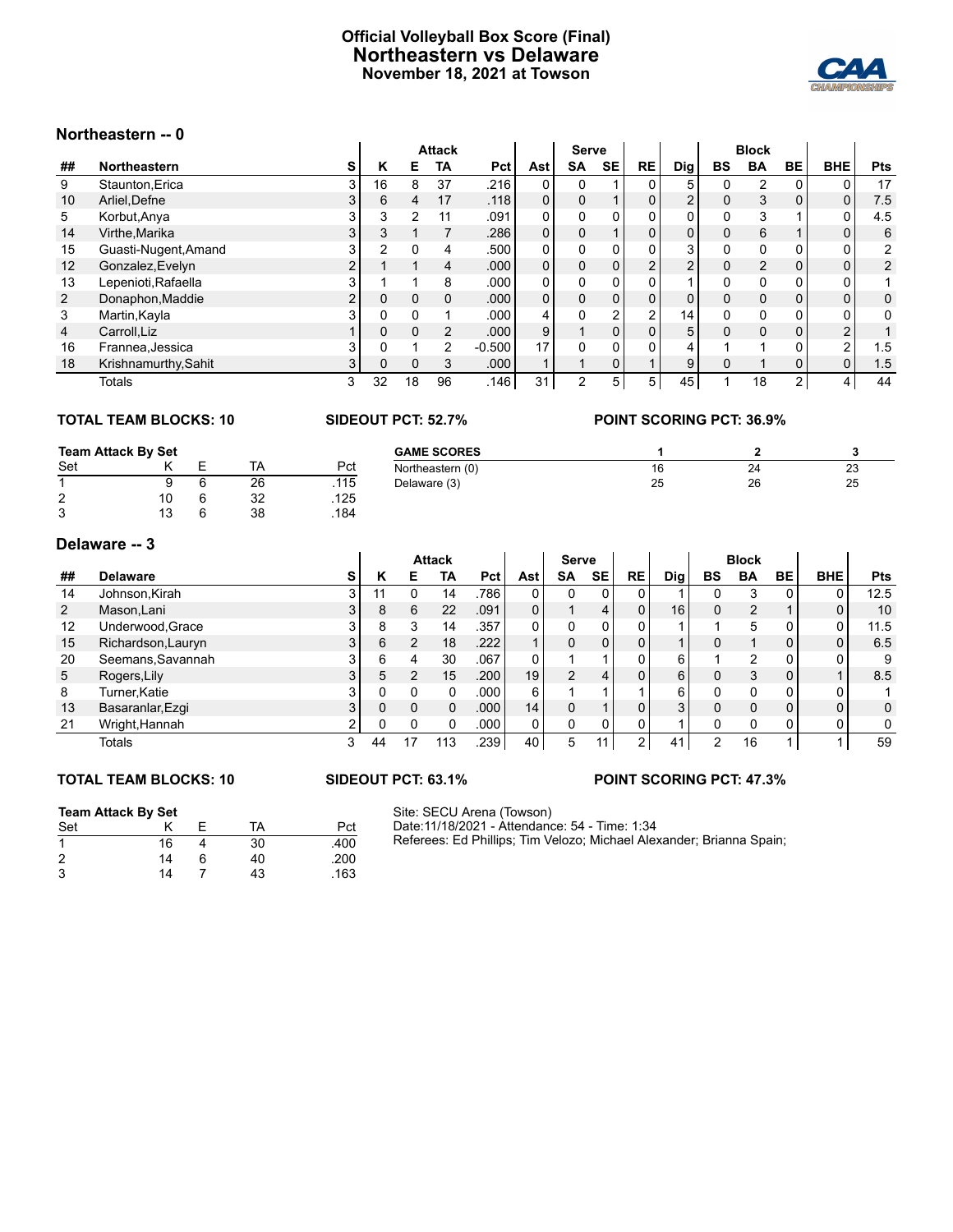# Official Volleyball Box Score (Final)
## Northeastern vs Delaware
### November 18, 2021 at Towson

## Northeastern -- 0

| | | | Attack | | | | | Serve | | | | Block | | | | |
|---|---|---|---|---|---|---|---|---|---|---|---|---|---|---|---|---|
| ## | Northeastern | S | K | E | TA | Pct | Ast | SA | SE | RE | Dig | BS | BA | BE | BHE | Pts |
| 9 | Staunton,Erica | 3 | 16 | 8 | 37 | .216 | 0 | 0 | 1 | 0 | 5 | 0 | 2 | 0 | 0 | 17 |
| 10 | Arliel,Defne | 3 | 6 | 4 | 17 | .118 | 0 | 0 | 1 | 0 | 2 | 0 | 3 | 0 | 0 | 7.5 |
| 5 | Korbut,Anya | 3 | 3 | 2 | 11 | .091 | 0 | 0 | 0 | 0 | 0 | 0 | 3 | 1 | 0 | 4.5 |
| 14 | Virthe,Marika | 3 | 3 | 1 | 7 | .286 | 0 | 0 | 1 | 0 | 0 | 0 | 6 | 1 | 0 | 6 |
| 15 | Guasti-Nugent,Amand | 3 | 2 | 0 | 4 | .500 | 0 | 0 | 0 | 0 | 3 | 0 | 0 | 0 | 0 | 2 |
| 12 | Gonzalez,Evelyn | 2 | 1 | 1 | 4 | .000 | 0 | 0 | 0 | 2 | 2 | 0 | 2 | 0 | 0 | 2 |
| 13 | Lepenioti,Rafaella | 3 | 1 | 1 | 8 | .000 | 0 | 0 | 0 | 0 | 1 | 0 | 0 | 0 | 0 | 1 |
| 2 | Donaphon,Maddie | 2 | 0 | 0 | 0 | .000 | 0 | 0 | 0 | 0 | 0 | 0 | 0 | 0 | 0 | 0 |
| 3 | Martin,Kayla | 3 | 0 | 0 | 1 | .000 | 4 | 0 | 2 | 2 | 14 | 0 | 0 | 0 | 0 | 0 |
| 4 | Carroll,Liz | 1 | 0 | 0 | 2 | .000 | 9 | 1 | 0 | 0 | 5 | 0 | 0 | 0 | 2 | 1 |
| 16 | Frannea,Jessica | 3 | 0 | 1 | 2 | -0.500 | 17 | 0 | 0 | 0 | 4 | 1 | 1 | 0 | 2 | 1.5 |
| 18 | Krishnamurthy,Sahit | 3 | 0 | 0 | 3 | .000 | 1 | 1 | 0 | 1 | 9 | 0 | 1 | 0 | 0 | 1.5 |
| | Totals | 3 | 32 | 18 | 96 | .146 | 31 | 2 | 5 | 5 | 45 | 1 | 18 | 2 | 4 | 44 |

**TOTAL TEAM BLOCKS: 10** **SIDEOUT PCT: 52.7%** **POINT SCORING PCT: 36.9%**

**Team Attack By Set**

| Set | K | E | TA | Pct |
|---|---|---|---|---|
| 1 | 9 | 6 | 26 | .115 |
| 2 | 10 | 6 | 32 | .125 |
| 3 | 13 | 6 | 38 | .184 |

| GAME SCORES | 1 | 2 | 3 |
|---|---|---|---|
| Northeastern (0) | 16 | 24 | 23 |
| Delaware (3) | 25 | 26 | 25 |

## Delaware -- 3

| | | | Attack | | | | | Serve | | | | Block | | | | |
|---|---|---|---|---|---|---|---|---|---|---|---|---|---|---|---|---|
| ## | Delaware | S | K | E | TA | Pct | Ast | SA | SE | RE | Dig | BS | BA | BE | BHE | Pts |
| 14 | Johnson,Kirah | 3 | 11 | 0 | 14 | .786 | 0 | 0 | 0 | 0 | 1 | 0 | 3 | 0 | 0 | 12.5 |
| 2 | Mason,Lani | 3 | 8 | 6 | 22 | .091 | 0 | 1 | 4 | 0 | 16 | 0 | 2 | 1 | 0 | 10 |
| 12 | Underwood,Grace | 3 | 8 | 3 | 14 | .357 | 0 | 0 | 0 | 0 | 1 | 1 | 5 | 0 | 0 | 11.5 |
| 15 | Richardson,Lauryn | 3 | 6 | 2 | 18 | .222 | 1 | 0 | 0 | 0 | 1 | 0 | 1 | 0 | 0 | 6.5 |
| 20 | Seemans,Savannah | 3 | 6 | 4 | 30 | .067 | 0 | 1 | 1 | 0 | 6 | 1 | 2 | 0 | 0 | 9 |
| 5 | Rogers,Lily | 3 | 5 | 2 | 15 | .200 | 19 | 2 | 4 | 0 | 6 | 0 | 3 | 0 | 1 | 8.5 |
| 8 | Turner,Katie | 3 | 0 | 0 | 0 | .000 | 6 | 1 | 1 | 1 | 6 | 0 | 0 | 0 | 0 | 1 |
| 13 | Basaranlar,Ezgi | 3 | 0 | 0 | 0 | .000 | 14 | 0 | 1 | 0 | 3 | 0 | 0 | 0 | 0 | 0 |
| 21 | Wright,Hannah | 2 | 0 | 0 | 0 | .000 | 0 | 0 | 0 | 0 | 1 | 0 | 0 | 0 | 0 | 0 |
| | Totals | 3 | 44 | 17 | 113 | .239 | 40 | 5 | 11 | 2 | 41 | 2 | 16 | 1 | 1 | 59 |

**TOTAL TEAM BLOCKS: 10** **SIDEOUT PCT: 63.1%** **POINT SCORING PCT: 47.3%**

**Team Attack By Set**

| Set | K | E | TA | Pct |
|---|---|---|---|---|
| 1 | 16 | 4 | 30 | .400 |
| 2 | 14 | 6 | 40 | .200 |
| 3 | 14 | 7 | 43 | .163 |

Site: SECU Arena (Towson)
Date:11/18/2021 - Attendance: 54 - Time: 1:34
Referees: Ed Phillips; Tim Velozo; Michael Alexander; Brianna Spain;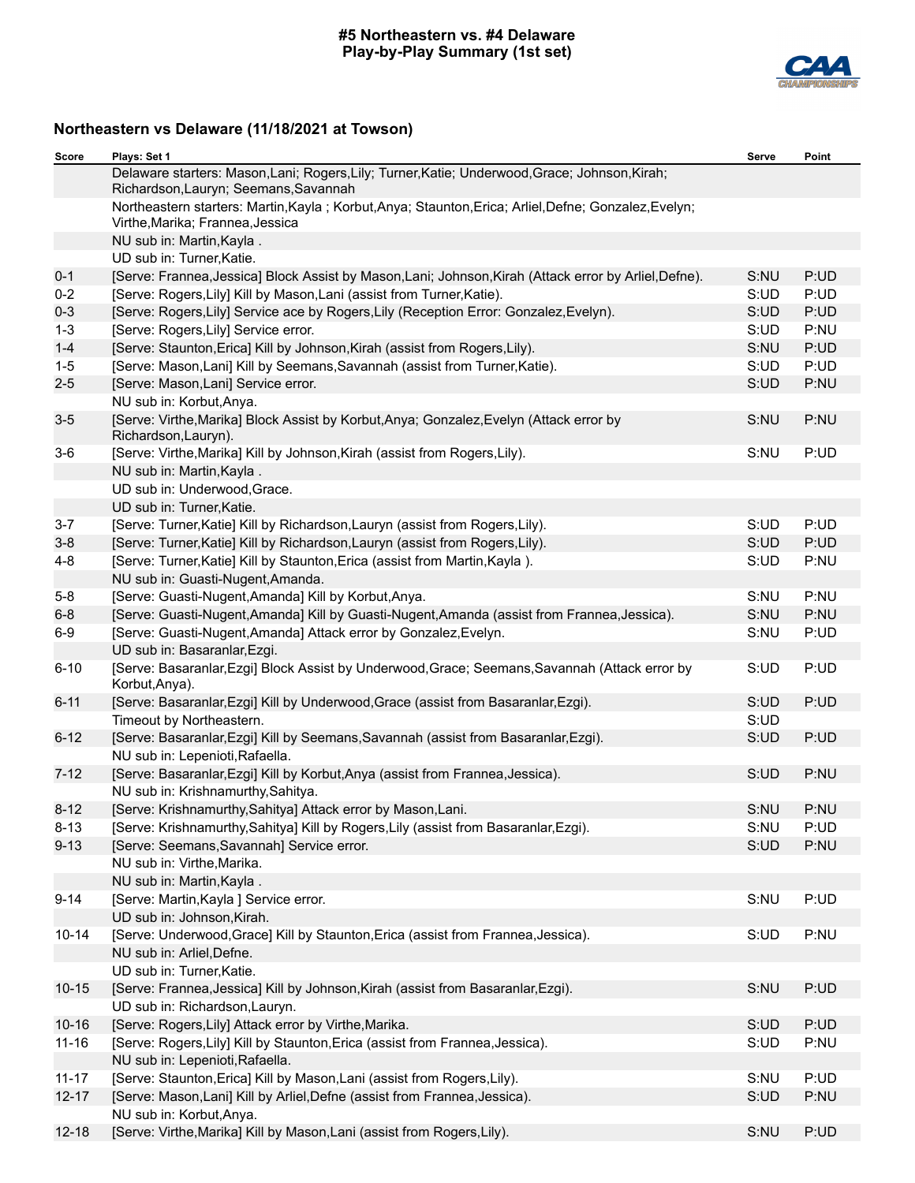# #5 Northeastern vs. #4 Delaware
## Play-by-Play Summary (1st set)

### Northeastern vs Delaware (11/18/2021 at Towson)

| Score | Plays: Set 1 | Serve | Point |
|---|---|---|---|
| | Delaware starters: Mason,Lani; Rogers,Lily; Turner,Katie; Underwood,Grace; Johnson,Kirah; Richardson,Lauryn; Seemans,Savannah | | |
| | Northeastern starters: Martin,Kayla ; Korbut,Anya; Staunton,Erica; Arliel,Defne; Gonzalez,Evelyn; Virthe,Marika; Frannea,Jessica | | |
| | NU sub in: Martin,Kayla . | | |
| | UD sub in: Turner,Katie. | | |
| 0-1 | [Serve: Frannea,Jessica] Block Assist by Mason,Lani; Johnson,Kirah (Attack error by Arliel,Defne). | S:NU | P:UD |
| 0-2 | [Serve: Rogers,Lily] Kill by Mason,Lani (assist from Turner,Katie). | S:UD | P:UD |
| 0-3 | [Serve: Rogers,Lily] Service ace by Rogers,Lily (Reception Error: Gonzalez,Evelyn). | S:UD | P:UD |
| 1-3 | [Serve: Rogers,Lily] Service error. | S:UD | P:NU |
| 1-4 | [Serve: Staunton,Erica] Kill by Johnson,Kirah (assist from Rogers,Lily). | S:NU | P:UD |
| 1-5 | [Serve: Mason,Lani] Kill by Seemans,Savannah (assist from Turner,Katie). | S:UD | P:UD |
| 2-5 | [Serve: Mason,Lani] Service error. | S:UD | P:NU |
| | NU sub in: Korbut,Anya. | | |
| 3-5 | [Serve: Virthe,Marika] Block Assist by Korbut,Anya; Gonzalez,Evelyn (Attack error by Richardson,Lauryn). | S:NU | P:NU |
| 3-6 | [Serve: Virthe,Marika] Kill by Johnson,Kirah (assist from Rogers,Lily). | S:NU | P:UD |
| | NU sub in: Martin,Kayla . | | |
| | UD sub in: Underwood,Grace. | | |
| | UD sub in: Turner,Katie. | | |
| 3-7 | [Serve: Turner,Katie] Kill by Richardson,Lauryn (assist from Rogers,Lily). | S:UD | P:UD |
| 3-8 | [Serve: Turner,Katie] Kill by Richardson,Lauryn (assist from Rogers,Lily). | S:UD | P:UD |
| 4-8 | [Serve: Turner,Katie] Kill by Staunton,Erica (assist from Martin,Kayla ). | S:UD | P:NU |
| | NU sub in: Guasti-Nugent,Amanda. | | |
| 5-8 | [Serve: Guasti-Nugent,Amanda] Kill by Korbut,Anya. | S:NU | P:NU |
| 6-8 | [Serve: Guasti-Nugent,Amanda] Kill by Guasti-Nugent,Amanda (assist from Frannea,Jessica). | S:NU | P:NU |
| 6-9 | [Serve: Guasti-Nugent,Amanda] Attack error by Gonzalez,Evelyn. | S:NU | P:UD |
| | UD sub in: Basaranlar,Ezgi. | | |
| 6-10 | [Serve: Basaranlar,Ezgi] Block Assist by Underwood,Grace; Seemans,Savannah (Attack error by Korbut,Anya). | S:UD | P:UD |
| 6-11 | [Serve: Basaranlar,Ezgi] Kill by Underwood,Grace (assist from Basaranlar,Ezgi). | S:UD | P:UD |
| | Timeout by Northeastern. | S:UD | |
| 6-12 | [Serve: Basaranlar,Ezgi] Kill by Seemans,Savannah (assist from Basaranlar,Ezgi). | S:UD | P:UD |
| | NU sub in: Lepenioti,Rafaella. | | |
| 7-12 | [Serve: Basaranlar,Ezgi] Kill by Korbut,Anya (assist from Frannea,Jessica). | S:UD | P:NU |
| | NU sub in: Krishnamurthy,Sahitya. | | |
| 8-12 | [Serve: Krishnamurthy,Sahitya] Attack error by Mason,Lani. | S:NU | P:NU |
| 8-13 | [Serve: Krishnamurthy,Sahitya] Kill by Rogers,Lily (assist from Basaranlar,Ezgi). | S:NU | P:UD |
| 9-13 | [Serve: Seemans,Savannah] Service error. | S:UD | P:NU |
| | NU sub in: Virthe,Marika. | | |
| | NU sub in: Martin,Kayla . | | |
| 9-14 | [Serve: Martin,Kayla ] Service error. | S:NU | P:UD |
| | UD sub in: Johnson,Kirah. | | |
| 10-14 | [Serve: Underwood,Grace] Kill by Staunton,Erica (assist from Frannea,Jessica). | S:UD | P:NU |
| | NU sub in: Arliel,Defne. | | |
| | UD sub in: Turner,Katie. | | |
| 10-15 | [Serve: Frannea,Jessica] Kill by Johnson,Kirah (assist from Basaranlar,Ezgi). | S:NU | P:UD |
| | UD sub in: Richardson,Lauryn. | | |
| 10-16 | [Serve: Rogers,Lily] Attack error by Virthe,Marika. | S:UD | P:UD |
| 11-16 | [Serve: Rogers,Lily] Kill by Staunton,Erica (assist from Frannea,Jessica). | S:UD | P:NU |
| | NU sub in: Lepenioti,Rafaella. | | |
| 11-17 | [Serve: Staunton,Erica] Kill by Mason,Lani (assist from Rogers,Lily). | S:NU | P:UD |
| 12-17 | [Serve: Mason,Lani] Kill by Arliel,Defne (assist from Frannea,Jessica). | S:UD | P:NU |
| | NU sub in: Korbut,Anya. | | |
| 12-18 | [Serve: Virthe,Marika] Kill by Mason,Lani (assist from Rogers,Lily). | S:NU | P:UD |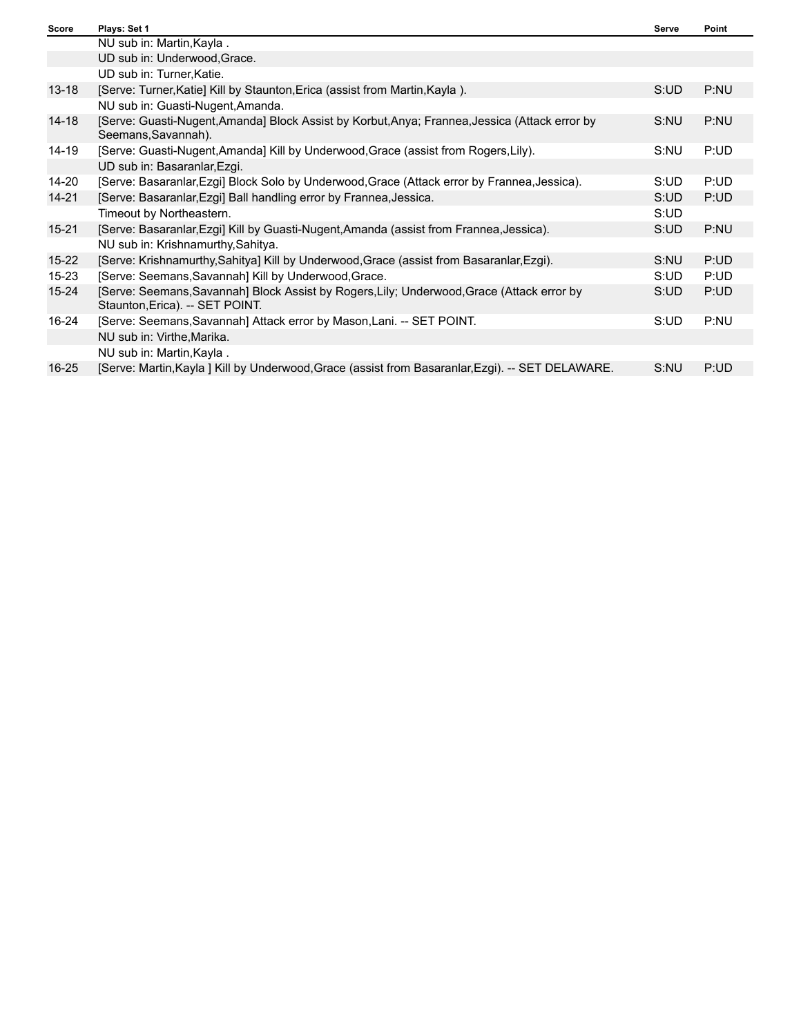| Score | Plays: Set 1 | Serve | Point |
|---|---|---|---|
| | NU sub in: Martin,Kayla . | | |
| | UD sub in: Underwood,Grace. | | |
| | UD sub in: Turner,Katie. | | |
| 13-18 | [Serve: Turner,Katie] Kill by Staunton,Erica (assist from Martin,Kayla ). | S:UD | P:NU |
| | NU sub in: Guasti-Nugent,Amanda. | | |
| 14-18 | [Serve: Guasti-Nugent,Amanda] Block Assist by Korbut,Anya; Frannea,Jessica (Attack error by Seemans,Savannah). | S:NU | P:NU |
| 14-19 | [Serve: Guasti-Nugent,Amanda] Kill by Underwood,Grace (assist from Rogers,Lily). | S:NU | P:UD |
| | UD sub in: Basaranlar,Ezgi. | | |
| 14-20 | [Serve: Basaranlar,Ezgi] Block Solo by Underwood,Grace (Attack error by Frannea,Jessica). | S:UD | P:UD |
| 14-21 | [Serve: Basaranlar,Ezgi] Ball handling error by Frannea,Jessica. | S:UD | P:UD |
| | Timeout by Northeastern. | S:UD | |
| 15-21 | [Serve: Basaranlar,Ezgi] Kill by Guasti-Nugent,Amanda (assist from Frannea,Jessica). | S:UD | P:NU |
| | NU sub in: Krishnamurthy,Sahitya. | | |
| 15-22 | [Serve: Krishnamurthy,Sahitya] Kill by Underwood,Grace (assist from Basaranlar,Ezgi). | S:NU | P:UD |
| 15-23 | [Serve: Seemans,Savannah] Kill by Underwood,Grace. | S:UD | P:UD |
| 15-24 | [Serve: Seemans,Savannah] Block Assist by Rogers,Lily; Underwood,Grace (Attack error by Staunton,Erica). -- SET POINT. | S:UD | P:UD |
| 16-24 | [Serve: Seemans,Savannah] Attack error by Mason,Lani. -- SET POINT. | S:UD | P:NU |
| | NU sub in: Virthe,Marika. | | |
| | NU sub in: Martin,Kayla . | | |
| 16-25 | [Serve: Martin,Kayla ] Kill by Underwood,Grace (assist from Basaranlar,Ezgi). -- SET DELAWARE. | S:NU | P:UD |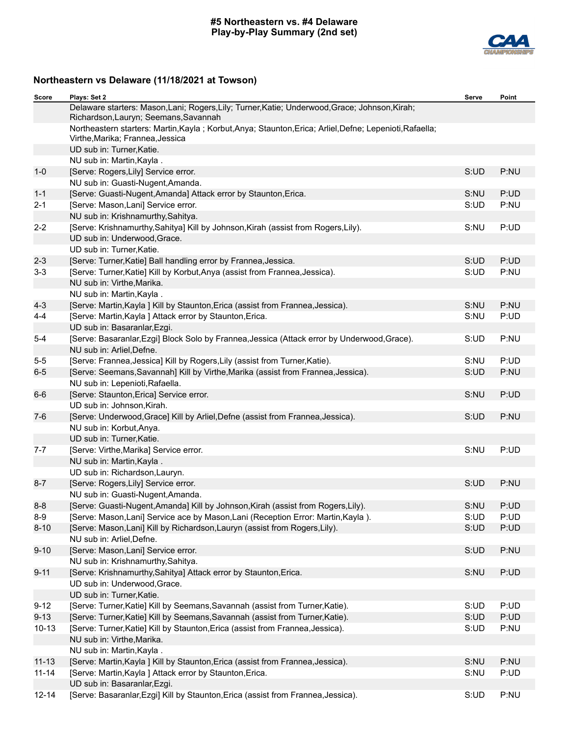# #5 Northeastern vs. #4 Delaware
## Play-by-Play Summary (2nd set)

### Northeastern vs Delaware (11/18/2021 at Towson)

| Score | Plays: Set 2 | Serve | Point |
|---|---|---|---|
| | Delaware starters: Mason,Lani; Rogers,Lily; Turner,Katie; Underwood,Grace; Johnson,Kirah; Richardson,Lauryn; Seemans,Savannah | | |
| | Northeastern starters: Martin,Kayla ; Korbut,Anya; Staunton,Erica; Arliel,Defne; Lepenioti,Rafaella; Virthe,Marika; Frannea,Jessica | | |
| | UD sub in: Turner,Katie. | | |
| | NU sub in: Martin,Kayla . | | |
| 1-0 | [Serve: Rogers,Lily] Service error. | S:UD | P:NU |
| | NU sub in: Guasti-Nugent,Amanda. | | |
| 1-1 | [Serve: Guasti-Nugent,Amanda] Attack error by Staunton,Erica. | S:NU | P:UD |
| 2-1 | [Serve: Mason,Lani] Service error. | S:UD | P:NU |
| | NU sub in: Krishnamurthy,Sahitya. | | |
| 2-2 | [Serve: Krishnamurthy,Sahitya] Kill by Johnson,Kirah (assist from Rogers,Lily). | S:NU | P:UD |
| | UD sub in: Underwood,Grace. | | |
| | UD sub in: Turner,Katie. | | |
| 2-3 | [Serve: Turner,Katie] Ball handling error by Frannea,Jessica. | S:UD | P:UD |
| 3-3 | [Serve: Turner,Katie] Kill by Korbut,Anya (assist from Frannea,Jessica). | S:UD | P:NU |
| | NU sub in: Virthe,Marika. | | |
| | NU sub in: Martin,Kayla . | | |
| 4-3 | [Serve: Martin,Kayla ] Kill by Staunton,Erica (assist from Frannea,Jessica). | S:NU | P:NU |
| 4-4 | [Serve: Martin,Kayla ] Attack error by Staunton,Erica. | S:NU | P:UD |
| | UD sub in: Basaranlar,Ezgi. | | |
| 5-4 | [Serve: Basaranlar,Ezgi] Block Solo by Frannea,Jessica (Attack error by Underwood,Grace). | S:UD | P:NU |
| | NU sub in: Arliel,Defne. | | |
| 5-5 | [Serve: Frannea,Jessica] Kill by Rogers,Lily (assist from Turner,Katie). | S:NU | P:UD |
| 6-5 | [Serve: Seemans,Savannah] Kill by Virthe,Marika (assist from Frannea,Jessica). | S:UD | P:NU |
| | NU sub in: Lepenioti,Rafaella. | | |
| 6-6 | [Serve: Staunton,Erica] Service error. | S:NU | P:UD |
| | UD sub in: Johnson,Kirah. | | |
| 7-6 | [Serve: Underwood,Grace] Kill by Arliel,Defne (assist from Frannea,Jessica). | S:UD | P:NU |
| | NU sub in: Korbut,Anya. | | |
| | UD sub in: Turner,Katie. | | |
| 7-7 | [Serve: Virthe,Marika] Service error. | S:NU | P:UD |
| | NU sub in: Martin,Kayla . | | |
| | UD sub in: Richardson,Lauryn. | | |
| 8-7 | [Serve: Rogers,Lily] Service error. | S:UD | P:NU |
| | NU sub in: Guasti-Nugent,Amanda. | | |
| 8-8 | [Serve: Guasti-Nugent,Amanda] Kill by Johnson,Kirah (assist from Rogers,Lily). | S:NU | P:UD |
| 8-9 | [Serve: Mason,Lani] Service ace by Mason,Lani (Reception Error: Martin,Kayla ). | S:UD | P:UD |
| 8-10 | [Serve: Mason,Lani] Kill by Richardson,Lauryn (assist from Rogers,Lily). | S:UD | P:UD |
| | NU sub in: Arliel,Defne. | | |
| 9-10 | [Serve: Mason,Lani] Service error. | S:UD | P:NU |
| | NU sub in: Krishnamurthy,Sahitya. | | |
| 9-11 | [Serve: Krishnamurthy,Sahitya] Attack error by Staunton,Erica. | S:NU | P:UD |
| | UD sub in: Underwood,Grace. | | |
| | UD sub in: Turner,Katie. | | |
| 9-12 | [Serve: Turner,Katie] Kill by Seemans,Savannah (assist from Turner,Katie). | S:UD | P:UD |
| 9-13 | [Serve: Turner,Katie] Kill by Seemans,Savannah (assist from Turner,Katie). | S:UD | P:UD |
| 10-13 | [Serve: Turner,Katie] Kill by Staunton,Erica (assist from Frannea,Jessica). | S:UD | P:NU |
| | NU sub in: Virthe,Marika. | | |
| | NU sub in: Martin,Kayla . | | |
| 11-13 | [Serve: Martin,Kayla ] Kill by Staunton,Erica (assist from Frannea,Jessica). | S:NU | P:NU |
| 11-14 | [Serve: Martin,Kayla ] Attack error by Staunton,Erica. | S:NU | P:UD |
| | UD sub in: Basaranlar,Ezgi. | | |
| 12-14 | [Serve: Basaranlar,Ezgi] Kill by Staunton,Erica (assist from Frannea,Jessica). | S:UD | P:NU |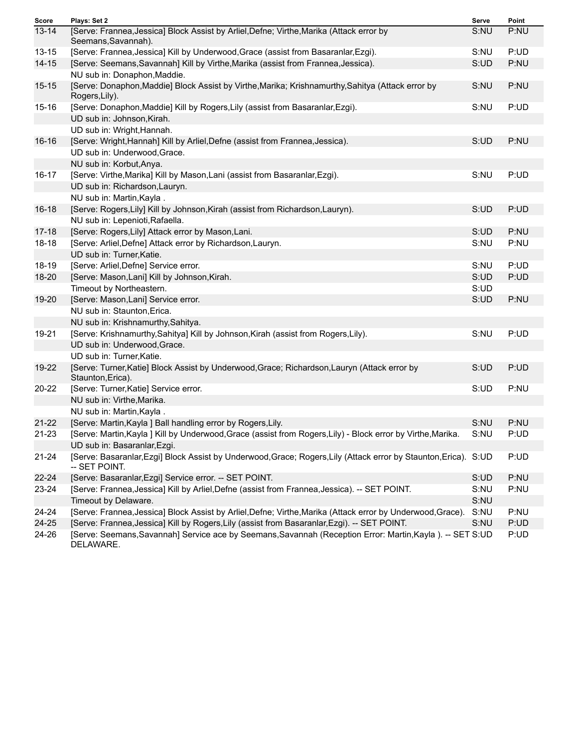| Score | Plays: Set 2 | Serve | Point |
|---|---|---|---|
| 13-14 | [Serve: Frannea,Jessica] Block Assist by Arliel,Defne; Virthe,Marika (Attack error by Seemans,Savannah). | S:NU | P:NU |
| 13-15 | [Serve: Frannea,Jessica] Kill by Underwood,Grace (assist from Basaranlar,Ezgi). | S:NU | P:UD |
| 14-15 | [Serve: Seemans,Savannah] Kill by Virthe,Marika (assist from Frannea,Jessica). | S:UD | P:NU |
| | NU sub in: Donaphon,Maddie. | | |
| 15-15 | [Serve: Donaphon,Maddie] Block Assist by Virthe,Marika; Krishnamurthy,Sahitya (Attack error by Rogers,Lily). | S:NU | P:NU |
| 15-16 | [Serve: Donaphon,Maddie] Kill by Rogers,Lily (assist from Basaranlar,Ezgi). | S:NU | P:UD |
| | UD sub in: Johnson,Kirah. | | |
| | UD sub in: Wright,Hannah. | | |
| 16-16 | [Serve: Wright,Hannah] Kill by Arliel,Defne (assist from Frannea,Jessica). | S:UD | P:NU |
| | UD sub in: Underwood,Grace. | | |
| | NU sub in: Korbut,Anya. | | |
| 16-17 | [Serve: Virthe,Marika] Kill by Mason,Lani (assist from Basaranlar,Ezgi). | S:NU | P:UD |
| | UD sub in: Richardson,Lauryn. | | |
| | NU sub in: Martin,Kayla . | | |
| 16-18 | [Serve: Rogers,Lily] Kill by Johnson,Kirah (assist from Richardson,Lauryn). | S:UD | P:UD |
| | NU sub in: Lepenioti,Rafaella. | | |
| 17-18 | [Serve: Rogers,Lily] Attack error by Mason,Lani. | S:UD | P:NU |
| 18-18 | [Serve: Arliel,Defne] Attack error by Richardson,Lauryn. | S:NU | P:NU |
| | UD sub in: Turner,Katie. | | |
| 18-19 | [Serve: Arliel,Defne] Service error. | S:NU | P:UD |
| 18-20 | [Serve: Mason,Lani] Kill by Johnson,Kirah. | S:UD | P:UD |
| | Timeout by Northeastern. | S:UD | |
| 19-20 | [Serve: Mason,Lani] Service error. | S:UD | P:NU |
| | NU sub in: Staunton,Erica. | | |
| | NU sub in: Krishnamurthy,Sahitya. | | |
| 19-21 | [Serve: Krishnamurthy,Sahitya] Kill by Johnson,Kirah (assist from Rogers,Lily). | S:NU | P:UD |
| | UD sub in: Underwood,Grace. | | |
| | UD sub in: Turner,Katie. | | |
| 19-22 | [Serve: Turner,Katie] Block Assist by Underwood,Grace; Richardson,Lauryn (Attack error by Staunton,Erica). | S:UD | P:UD |
| 20-22 | [Serve: Turner,Katie] Service error. | S:UD | P:NU |
| | NU sub in: Virthe,Marika. | | |
| | NU sub in: Martin,Kayla . | | |
| 21-22 | [Serve: Martin,Kayla ] Ball handling error by Rogers,Lily. | S:NU | P:NU |
| 21-23 | [Serve: Martin,Kayla ] Kill by Underwood,Grace (assist from Rogers,Lily) - Block error by Virthe,Marika. | S:NU | P:UD |
| | UD sub in: Basaranlar,Ezgi. | | |
| 21-24 | [Serve: Basaranlar,Ezgi] Block Assist by Underwood,Grace; Rogers,Lily (Attack error by Staunton,Erica). -- SET POINT. | S:UD | P:UD |
| 22-24 | [Serve: Basaranlar,Ezgi] Service error. -- SET POINT. | S:UD | P:NU |
| 23-24 | [Serve: Frannea,Jessica] Kill by Arliel,Defne (assist from Frannea,Jessica). -- SET POINT. | S:NU | P:NU |
| | Timeout by Delaware. | S:NU | |
| 24-24 | [Serve: Frannea,Jessica] Block Assist by Arliel,Defne; Virthe,Marika (Attack error by Underwood,Grace). | S:NU | P:NU |
| 24-25 | [Serve: Frannea,Jessica] Kill by Rogers,Lily (assist from Basaranlar,Ezgi). -- SET POINT. | S:NU | P:UD |
| 24-26 | [Serve: Seemans,Savannah] Service ace by Seemans,Savannah (Reception Error: Martin,Kayla ). -- SET DELAWARE. | S:UD | P:UD |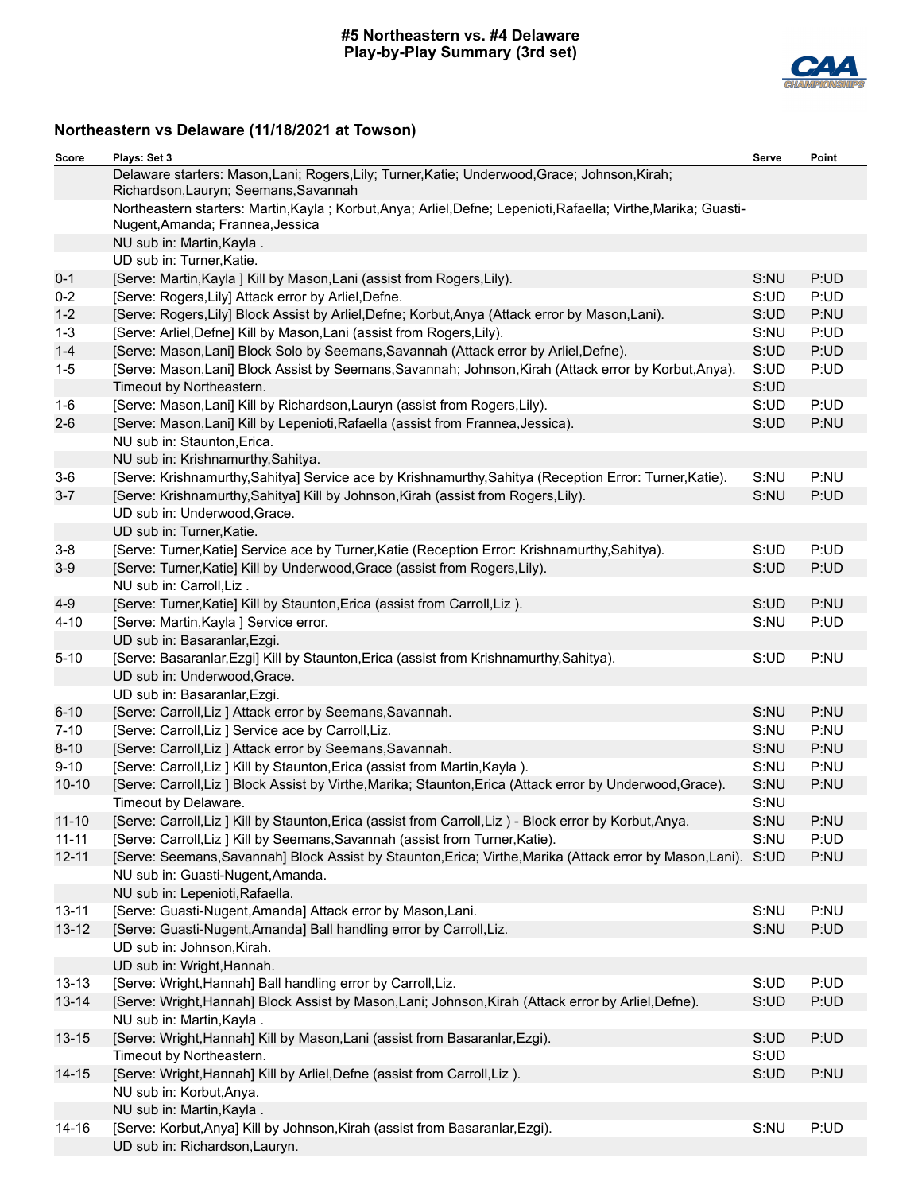# #5 Northeastern vs. #4 Delaware
## Play-by-Play Summary (3rd set)

### Northeastern vs Delaware (11/18/2021 at Towson)

| Score | Plays: Set 3 | Serve | Point |
|---|---|---|---|
| | Delaware starters: Mason,Lani; Rogers,Lily; Turner,Katie; Underwood,Grace; Johnson,Kirah; Richardson,Lauryn; Seemans,Savannah | | |
| | Northeastern starters: Martin,Kayla ; Korbut,Anya; Arliel,Defne; Lepenioti,Rafaella; Virthe,Marika; Guasti-Nugent,Amanda; Frannea,Jessica | | |
| | NU sub in: Martin,Kayla . | | |
| | UD sub in: Turner,Katie. | | |
| 0-1 | [Serve: Martin,Kayla ] Kill by Mason,Lani (assist from Rogers,Lily). | S:NU | P:UD |
| 0-2 | [Serve: Rogers,Lily] Attack error by Arliel,Defne. | S:UD | P:UD |
| 1-2 | [Serve: Rogers,Lily] Block Assist by Arliel,Defne; Korbut,Anya (Attack error by Mason,Lani). | S:UD | P:NU |
| 1-3 | [Serve: Arliel,Defne] Kill by Mason,Lani (assist from Rogers,Lily). | S:NU | P:UD |
| 1-4 | [Serve: Mason,Lani] Block Solo by Seemans,Savannah (Attack error by Arliel,Defne). | S:UD | P:UD |
| 1-5 | [Serve: Mason,Lani] Block Assist by Seemans,Savannah; Johnson,Kirah (Attack error by Korbut,Anya). | S:UD | P:UD |
| | Timeout by Northeastern. | S:UD | |
| 1-6 | [Serve: Mason,Lani] Kill by Richardson,Lauryn (assist from Rogers,Lily). | S:UD | P:UD |
| 2-6 | [Serve: Mason,Lani] Kill by Lepenioti,Rafaella (assist from Frannea,Jessica). | S:UD | P:NU |
| | NU sub in: Staunton,Erica. | | |
| | NU sub in: Krishnamurthy,Sahitya. | | |
| 3-6 | [Serve: Krishnamurthy,Sahitya] Service ace by Krishnamurthy,Sahitya (Reception Error: Turner,Katie). | S:NU | P:NU |
| 3-7 | [Serve: Krishnamurthy,Sahitya] Kill by Johnson,Kirah (assist from Rogers,Lily). | S:NU | P:UD |
| | UD sub in: Underwood,Grace. | | |
| | UD sub in: Turner,Katie. | | |
| 3-8 | [Serve: Turner,Katie] Service ace by Turner,Katie (Reception Error: Krishnamurthy,Sahitya). | S:UD | P:UD |
| 3-9 | [Serve: Turner,Katie] Kill by Underwood,Grace (assist from Rogers,Lily). | S:UD | P:UD |
| | NU sub in: Carroll,Liz . | | |
| 4-9 | [Serve: Turner,Katie] Kill by Staunton,Erica (assist from Carroll,Liz ). | S:UD | P:NU |
| 4-10 | [Serve: Martin,Kayla ] Service error. | S:NU | P:UD |
| | UD sub in: Basaranlar,Ezgi. | | |
| 5-10 | [Serve: Basaranlar,Ezgi] Kill by Staunton,Erica (assist from Krishnamurthy,Sahitya). | S:UD | P:NU |
| | UD sub in: Underwood,Grace. | | |
| | UD sub in: Basaranlar,Ezgi. | | |
| 6-10 | [Serve: Carroll,Liz ] Attack error by Seemans,Savannah. | S:NU | P:NU |
| 7-10 | [Serve: Carroll,Liz ] Service ace by Carroll,Liz. | S:NU | P:NU |
| 8-10 | [Serve: Carroll,Liz ] Attack error by Seemans,Savannah. | S:NU | P:NU |
| 9-10 | [Serve: Carroll,Liz ] Kill by Staunton,Erica (assist from Martin,Kayla ). | S:NU | P:NU |
| 10-10 | [Serve: Carroll,Liz ] Block Assist by Virthe,Marika; Staunton,Erica (Attack error by Underwood,Grace). | S:NU | P:NU |
| | Timeout by Delaware. | S:NU | |
| 11-10 | [Serve: Carroll,Liz ] Kill by Staunton,Erica (assist from Carroll,Liz ) - Block error by Korbut,Anya. | S:NU | P:NU |
| 11-11 | [Serve: Carroll,Liz ] Kill by Seemans,Savannah (assist from Turner,Katie). | S:NU | P:UD |
| 12-11 | [Serve: Seemans,Savannah] Block Assist by Staunton,Erica; Virthe,Marika (Attack error by Mason,Lani). | S:UD | P:NU |
| | NU sub in: Guasti-Nugent,Amanda. | | |
| | NU sub in: Lepenioti,Rafaella. | | |
| 13-11 | [Serve: Guasti-Nugent,Amanda] Attack error by Mason,Lani. | S:NU | P:NU |
| 13-12 | [Serve: Guasti-Nugent,Amanda] Ball handling error by Carroll,Liz. | S:NU | P:UD |
| | UD sub in: Johnson,Kirah. | | |
| | UD sub in: Wright,Hannah. | | |
| 13-13 | [Serve: Wright,Hannah] Ball handling error by Carroll,Liz. | S:UD | P:UD |
| 13-14 | [Serve: Wright,Hannah] Block Assist by Mason,Lani; Johnson,Kirah (Attack error by Arliel,Defne). | S:UD | P:UD |
| | NU sub in: Martin,Kayla . | | |
| 13-15 | [Serve: Wright,Hannah] Kill by Mason,Lani (assist from Basaranlar,Ezgi). | S:UD | P:UD |
| | Timeout by Northeastern. | S:UD | |
| 14-15 | [Serve: Wright,Hannah] Kill by Arliel,Defne (assist from Carroll,Liz ). | S:UD | P:NU |
| | NU sub in: Korbut,Anya. | | |
| | NU sub in: Martin,Kayla . | | |
| 14-16 | [Serve: Korbut,Anya] Kill by Johnson,Kirah (assist from Basaranlar,Ezgi). | S:NU | P:UD |
| | UD sub in: Richardson,Lauryn. | | |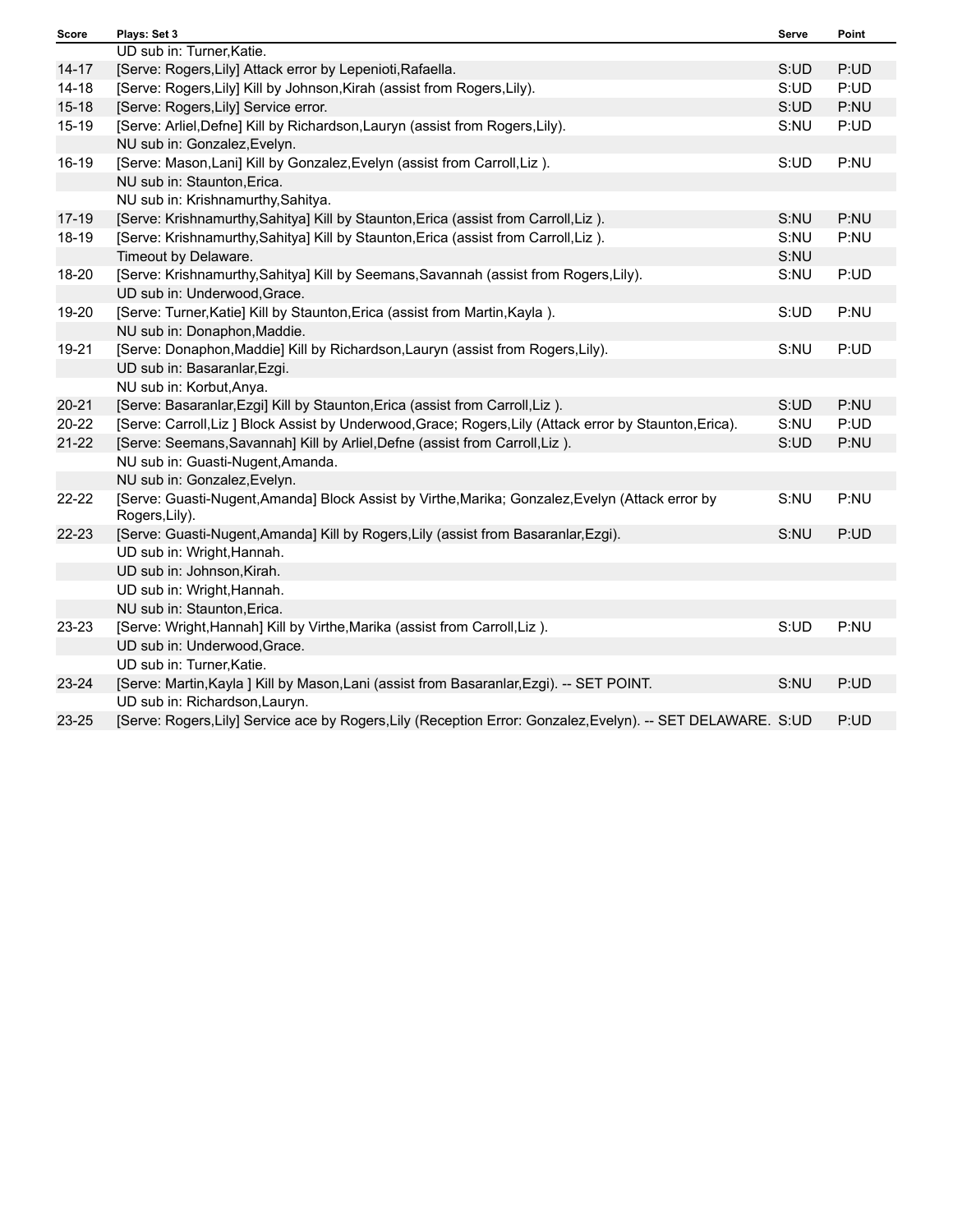| Score | Plays: Set 3 | Serve | Point |
| --- | --- | --- | --- |
| | UD sub in: Turner,Katie. | | |
| 14-17 | [Serve: Rogers,Lily] Attack error by Lepenioti,Rafaella. | S:UD | P:UD |
| 14-18 | [Serve: Rogers,Lily] Kill by Johnson,Kirah (assist from Rogers,Lily). | S:UD | P:UD |
| 15-18 | [Serve: Rogers,Lily] Service error. | S:UD | P:NU |
| 15-19 | [Serve: Arliel,Defne] Kill by Richardson,Lauryn (assist from Rogers,Lily). | S:NU | P:UD |
| | NU sub in: Gonzalez,Evelyn. | | |
| 16-19 | [Serve: Mason,Lani] Kill by Gonzalez,Evelyn (assist from Carroll,Liz ). | S:UD | P:NU |
| | NU sub in: Staunton,Erica. | | |
| | NU sub in: Krishnamurthy,Sahitya. | | |
| 17-19 | [Serve: Krishnamurthy,Sahitya] Kill by Staunton,Erica (assist from Carroll,Liz ). | S:NU | P:NU |
| 18-19 | [Serve: Krishnamurthy,Sahitya] Kill by Staunton,Erica (assist from Carroll,Liz ). | S:NU | P:NU |
| | Timeout by Delaware. | S:NU | |
| 18-20 | [Serve: Krishnamurthy,Sahitya] Kill by Seemans,Savannah (assist from Rogers,Lily). | S:NU | P:UD |
| | UD sub in: Underwood,Grace. | | |
| 19-20 | [Serve: Turner,Katie] Kill by Staunton,Erica (assist from Martin,Kayla ). | S:UD | P:NU |
| | NU sub in: Donaphon,Maddie. | | |
| 19-21 | [Serve: Donaphon,Maddie] Kill by Richardson,Lauryn (assist from Rogers,Lily). | S:NU | P:UD |
| | UD sub in: Basaranlar,Ezgi. | | |
| | NU sub in: Korbut,Anya. | | |
| 20-21 | [Serve: Basaranlar,Ezgi] Kill by Staunton,Erica (assist from Carroll,Liz ). | S:UD | P:NU |
| 20-22 | [Serve: Carroll,Liz ] Block Assist by Underwood,Grace; Rogers,Lily (Attack error by Staunton,Erica). | S:NU | P:UD |
| 21-22 | [Serve: Seemans,Savannah] Kill by Arliel,Defne (assist from Carroll,Liz ). | S:UD | P:NU |
| | NU sub in: Guasti-Nugent,Amanda. | | |
| | NU sub in: Gonzalez,Evelyn. | | |
| 22-22 | [Serve: Guasti-Nugent,Amanda] Block Assist by Virthe,Marika; Gonzalez,Evelyn (Attack error by Rogers,Lily). | S:NU | P:NU |
| 22-23 | [Serve: Guasti-Nugent,Amanda] Kill by Rogers,Lily (assist from Basaranlar,Ezgi). | S:NU | P:UD |
| | UD sub in: Wright,Hannah. | | |
| | UD sub in: Johnson,Kirah. | | |
| | UD sub in: Wright,Hannah. | | |
| | NU sub in: Staunton,Erica. | | |
| 23-23 | [Serve: Wright,Hannah] Kill by Virthe,Marika (assist from Carroll,Liz ). | S:UD | P:NU |
| | UD sub in: Underwood,Grace. | | |
| | UD sub in: Turner,Katie. | | |
| 23-24 | [Serve: Martin,Kayla ] Kill by Mason,Lani (assist from Basaranlar,Ezgi). -- SET POINT. | S:NU | P:UD |
| | UD sub in: Richardson,Lauryn. | | |
| 23-25 | [Serve: Rogers,Lily] Service ace by Rogers,Lily (Reception Error: Gonzalez,Evelyn). -- SET DELAWARE. | S:UD | P:UD |